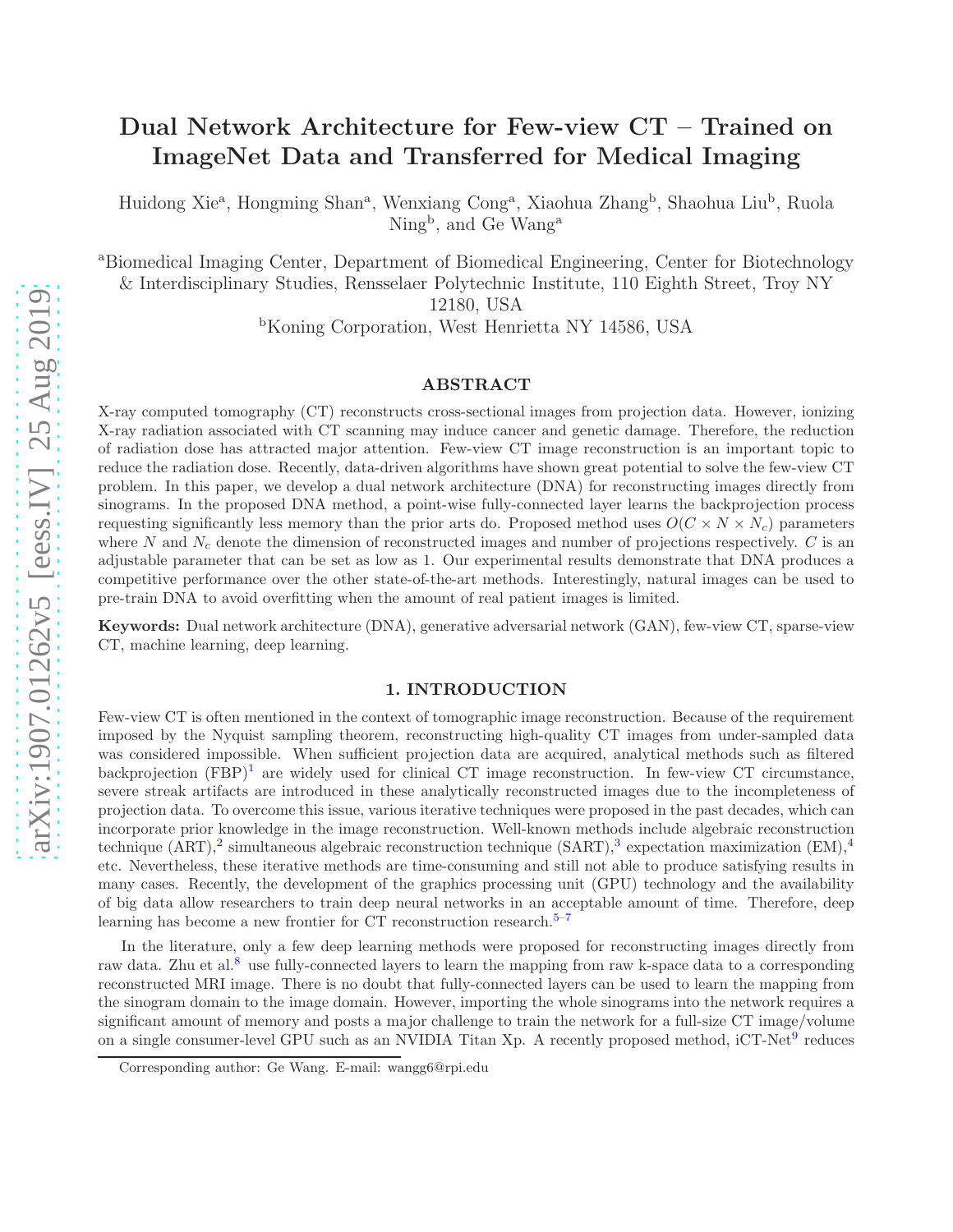# Dual Network Architecture for Few-view CT – Trained on ImageNet Data and Transferred for Medical Imaging

Huidong Xie[a], Hongming Shan[a], Wenxiang Cong[a], Xiaohua Zhang[b], Shaohua Liu[b], Ruola Ning[b], and Ge Wang[a]

[a]Biomedical Imaging Center, Department of Biomedical Engineering, Center for Biotechnology & Interdisciplinary Studies, Rensselaer Polytechnic Institute, 110 Eighth Street, Troy NY 12180, USA

[b]Koning Corporation, West Henrietta NY 14586, USA

## ABSTRACT

X-ray computed tomography (CT) reconstructs cross-sectional images from projection data. However, ionizing X-ray radiation associated with CT scanning may induce cancer and genetic damage. Therefore, the reduction of radiation dose has attracted major attention. Few-view CT image reconstruction is an important topic to reduce the radiation dose. Recently, data-driven algorithms have shown great potential to solve the few-view CT problem. In this paper, we develop a dual network architecture (DNA) for reconstructing images directly from sinograms. In the proposed DNA method, a point-wise fully-connected layer learns the backprojection process requesting significantly less memory than the prior arts do. Proposed method uses $O(C \times N \times N_c)$ parameters where $N$ and $N_c$ denote the dimension of reconstructed images and number of projections respectively. $C$ is an adjustable parameter that can be set as low as 1. Our experimental results demonstrate that DNA produces a competitive performance over the other state-of-the-art methods. Interestingly, natural images can be used to pre-train DNA to avoid overfitting when the amount of real patient images is limited.

**Keywords:** Dual network architecture (DNA), generative adversarial network (GAN), few-view CT, sparse-view CT, machine learning, deep learning.

## 1. INTRODUCTION

Few-view CT is often mentioned in the context of tomographic image reconstruction. Because of the requirement imposed by the Nyquist sampling theorem, reconstructing high-quality CT images from under-sampled data was considered impossible. When sufficient projection data are acquired, analytical methods such as filtered backprojection (FBP)[1] are widely used for clinical CT image reconstruction. In few-view CT circumstance, severe streak artifacts are introduced in these analytically reconstructed images due to the incompleteness of projection data. To overcome this issue, various iterative techniques were proposed in the past decades, which can incorporate prior knowledge in the image reconstruction. Well-known methods include algebraic reconstruction technique (ART),[2] simultaneous algebraic reconstruction technique (SART),[3] expectation maximization (EM),[4] etc. Nevertheless, these iterative methods are time-consuming and still not able to produce satisfying results in many cases. Recently, the development of the graphics processing unit (GPU) technology and the availability of big data allow researchers to train deep neural networks in an acceptable amount of time. Therefore, deep learning has become a new frontier for CT reconstruction research.[5–7]

In the literature, only a few deep learning methods were proposed for reconstructing images directly from raw data. Zhu et al.[8] use fully-connected layers to learn the mapping from raw k-space data to a corresponding reconstructed MRI image. There is no doubt that fully-connected layers can be used to learn the mapping from the sinogram domain to the image domain. However, importing the whole sinograms into the network requires a significant amount of memory and posts a major challenge to train the network for a full-size CT image/volume on a single consumer-level GPU such as an NVIDIA Titan Xp. A recently proposed method, iCT-Net[9] reduces

Corresponding author: Ge Wang. E-mail: wangg6@rpi.edu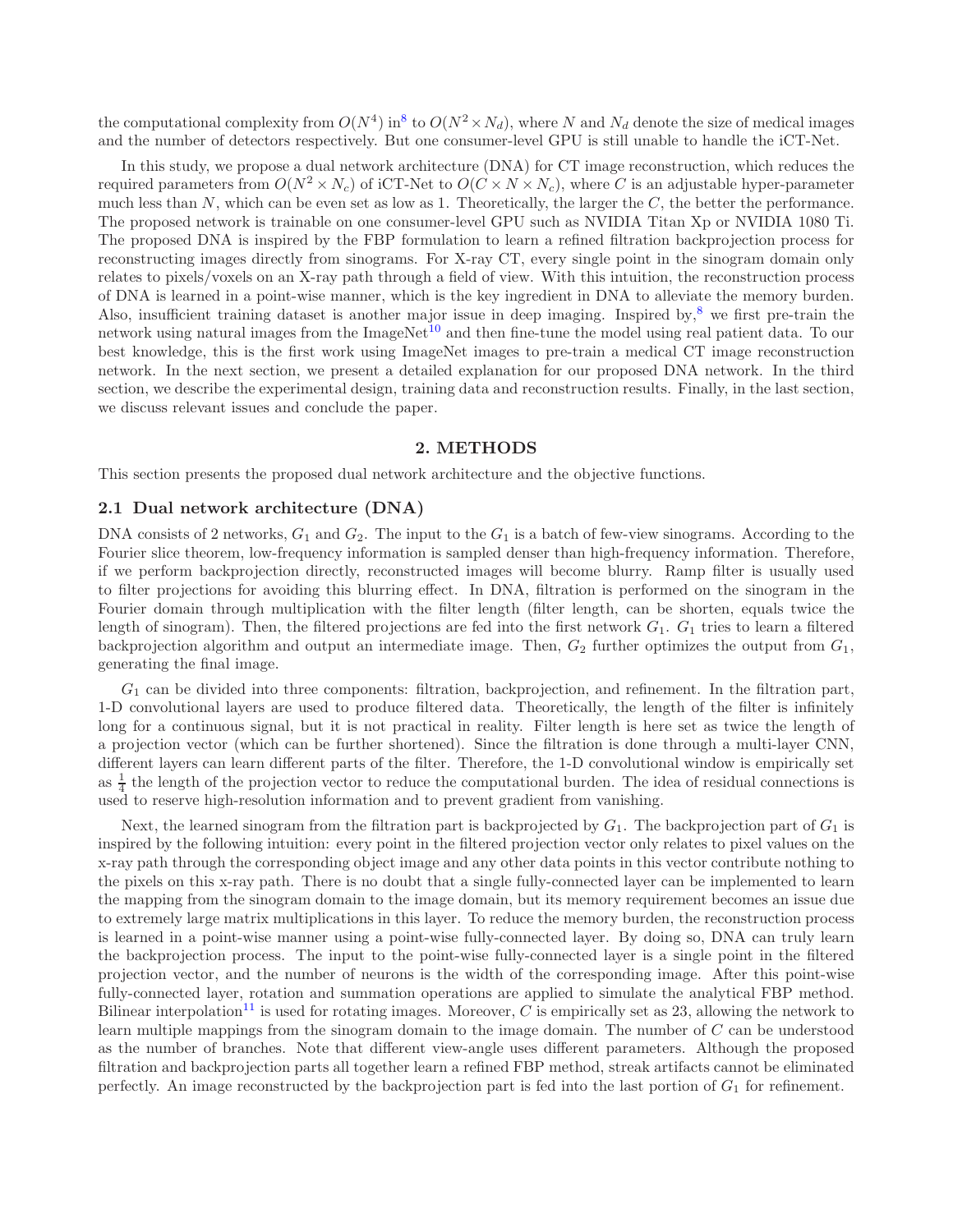the computational complexity from $O(N^4)$ in[8] to $O(N^2 \times N_d)$, where $N$ and $N_d$ denote the size of medical images and the number of detectors respectively. But one consumer-level GPU is still unable to handle the iCT-Net.

In this study, we propose a dual network architecture (DNA) for CT image reconstruction, which reduces the required parameters from $O(N^2 \times N_c)$ of iCT-Net to $O(C \times N \times N_c)$, where $C$ is an adjustable hyper-parameter much less than $N$, which can be even set as low as 1. Theoretically, the larger the $C$, the better the performance. The proposed network is trainable on one consumer-level GPU such as NVIDIA Titan Xp or NVIDIA 1080 Ti. The proposed DNA is inspired by the FBP formulation to learn a refined filtration backprojection process for reconstructing images directly from sinograms. For X-ray CT, every single point in the sinogram domain only relates to pixels/voxels on an X-ray path through a field of view. With this intuition, the reconstruction process of DNA is learned in a point-wise manner, which is the key ingredient in DNA to alleviate the memory burden. Also, insufficient training dataset is another major issue in deep imaging. Inspired by,[8] we first pre-train the network using natural images from the ImageNet[10] and then fine-tune the model using real patient data. To our best knowledge, this is the first work using ImageNet images to pre-train a medical CT image reconstruction network. In the next section, we present a detailed explanation for our proposed DNA network. In the third section, we describe the experimental design, training data and reconstruction results. Finally, in the last section, we discuss relevant issues and conclude the paper.

## 2. METHODS

This section presents the proposed dual network architecture and the objective functions.

### 2.1 Dual network architecture (DNA)

DNA consists of 2 networks, $G_1$ and $G_2$. The input to the $G_1$ is a batch of few-view sinograms. According to the Fourier slice theorem, low-frequency information is sampled denser than high-frequency information. Therefore, if we perform backprojection directly, reconstructed images will become blurry. Ramp filter is usually used to filter projections for avoiding this blurring effect. In DNA, filtration is performed on the sinogram in the Fourier domain through multiplication with the filter length (filter length, can be shorten, equals twice the length of sinogram). Then, the filtered projections are fed into the first network $G_1$. $G_1$ tries to learn a filtered backprojection algorithm and output an intermediate image. Then, $G_2$ further optimizes the output from $G_1$, generating the final image.

$G_1$ can be divided into three components: filtration, backprojection, and refinement. In the filtration part, 1-D convolutional layers are used to produce filtered data. Theoretically, the length of the filter is infinitely long for a continuous signal, but it is not practical in reality. Filter length is here set as twice the length of a projection vector (which can be further shortened). Since the filtration is done through a multi-layer CNN, different layers can learn different parts of the filter. Therefore, the 1-D convolutional window is empirically set as $\frac{1}{4}$ the length of the projection vector to reduce the computational burden. The idea of residual connections is used to reserve high-resolution information and to prevent gradient from vanishing.

Next, the learned sinogram from the filtration part is backprojected by $G_1$. The backprojection part of $G_1$ is inspired by the following intuition: every point in the filtered projection vector only relates to pixel values on the x-ray path through the corresponding object image and any other data points in this vector contribute nothing to the pixels on this x-ray path. There is no doubt that a single fully-connected layer can be implemented to learn the mapping from the sinogram domain to the image domain, but its memory requirement becomes an issue due to extremely large matrix multiplications in this layer. To reduce the memory burden, the reconstruction process is learned in a point-wise manner using a point-wise fully-connected layer. By doing so, DNA can truly learn the backprojection process. The input to the point-wise fully-connected layer is a single point in the filtered projection vector, and the number of neurons is the width of the corresponding image. After this point-wise fully-connected layer, rotation and summation operations are applied to simulate the analytical FBP method. Bilinear interpolation[11] is used for rotating images. Moreover, $C$ is empirically set as 23, allowing the network to learn multiple mappings from the sinogram domain to the image domain. The number of $C$ can be understood as the number of branches. Note that different view-angle uses different parameters. Although the proposed filtration and backprojection parts all together learn a refined FBP method, streak artifacts cannot be eliminated perfectly. An image reconstructed by the backprojection part is fed into the last portion of $G_1$ for refinement.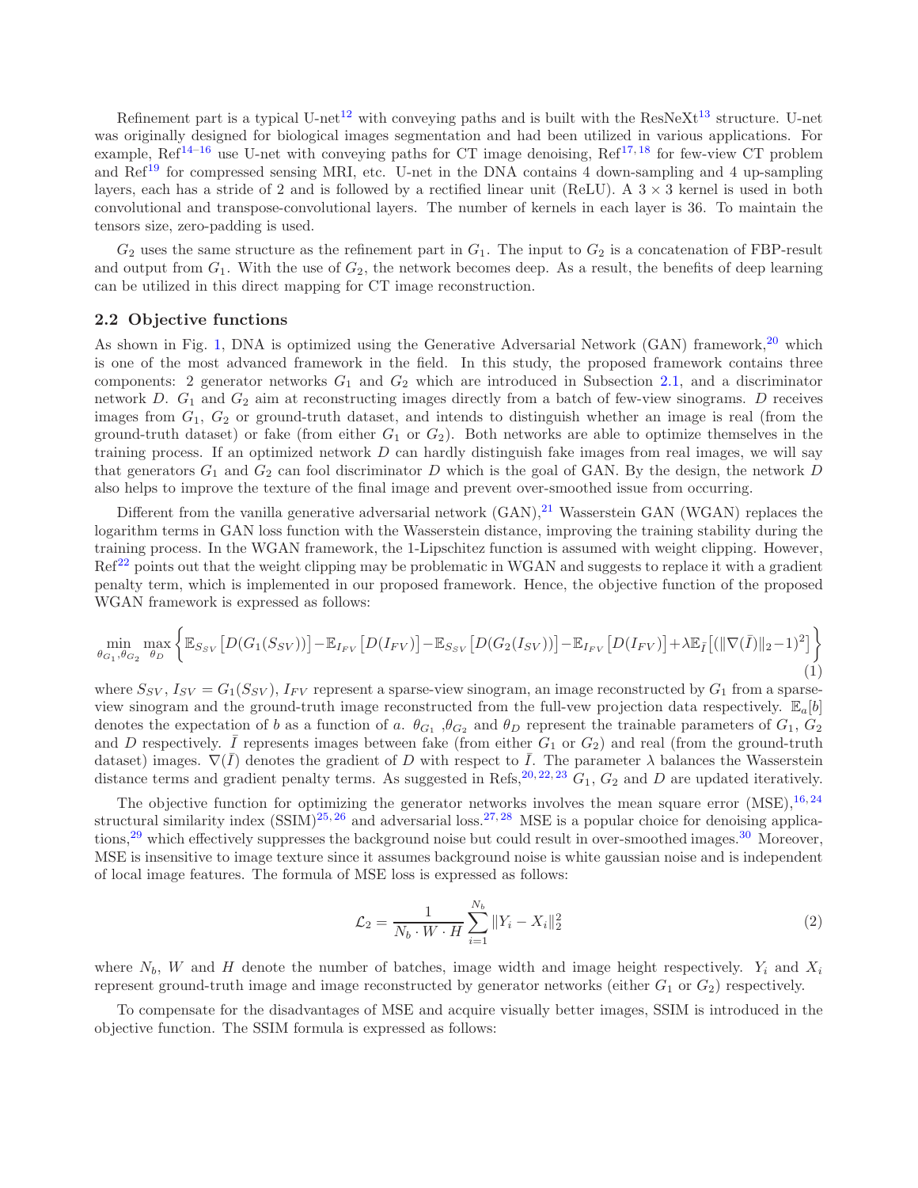Refinement part is a typical U-net[12] with conveying paths and is built with the ResNeXt[13] structure. U-net was originally designed for biological images segmentation and had been utilized in various applications. For example, Ref[14–16] use U-net with conveying paths for CT image denoising, Ref[17, 18] for few-view CT problem and Ref[19] for compressed sensing MRI, etc. U-net in the DNA contains 4 down-sampling and 4 up-sampling layers, each has a stride of 2 and is followed by a rectified linear unit (ReLU). A $3 \times 3$ kernel is used in both convolutional and transpose-convolutional layers. The number of kernels in each layer is 36. To maintain the tensors size, zero-padding is used.

$G_2$ uses the same structure as the refinement part in $G_1$. The input to $G_2$ is a concatenation of FBP-result and output from $G_1$. With the use of $G_2$, the network becomes deep. As a result, the benefits of deep learning can be utilized in this direct mapping for CT image reconstruction.

### 2.2 Objective functions

As shown in Fig. 1, DNA is optimized using the Generative Adversarial Network (GAN) framework,[20] which is one of the most advanced framework in the field. In this study, the proposed framework contains three components: 2 generator networks $G_1$ and $G_2$ which are introduced in Subsection 2.1, and a discriminator network $D$. $G_1$ and $G_2$ aim at reconstructing images directly from a batch of few-view sinograms. $D$ receives images from $G_1$, $G_2$ or ground-truth dataset, and intends to distinguish whether an image is real (from the ground-truth dataset) or fake (from either $G_1$ or $G_2$). Both networks are able to optimize themselves in the training process. If an optimized network $D$ can hardly distinguish fake images from real images, we will say that generators $G_1$ and $G_2$ can fool discriminator $D$ which is the goal of GAN. By the design, the network $D$ also helps to improve the texture of the final image and prevent over-smoothed issue from occurring.

Different from the vanilla generative adversarial network (GAN),[21] Wasserstein GAN (WGAN) replaces the logarithm terms in GAN loss function with the Wasserstein distance, improving the training stability during the training process. In the WGAN framework, the 1-Lipschitez function is assumed with weight clipping. However, Ref[22] points out that the weight clipping may be problematic in WGAN and suggests to replace it with a gradient penalty term, which is implemented in our proposed framework. Hence, the objective function of the proposed WGAN framework is expressed as follows:

$$\min_{\theta_{G_1},\theta_{G_2}} \max_{\theta_D} \left\{ \mathbb{E}_{S_{SV}}\left[D(G_1(S_{SV}))\right] - \mathbb{E}_{I_{FV}}\left[D(I_{FV})\right] - \mathbb{E}_{S_{SV}}\left[D(G_2(I_{SV}))\right] - \mathbb{E}_{I_{FV}}\left[D(I_{FV})\right] + \lambda \mathbb{E}_{\bar{I}}\left[(\|\nabla(\bar{I})\|_2 - 1)^2\right] \right\} \tag{1}$$

where $S_{SV}$, $I_{SV} = G_1(S_{SV})$, $I_{FV}$ represent a sparse-view sinogram, an image reconstructed by $G_1$ from a sparse-view sinogram and the ground-truth image reconstructed from the full-vew projection data respectively. $\mathbb{E}_a[b]$ denotes the expectation of $b$ as a function of $a$. $\theta_{G_1}$ ,$\theta_{G_2}$ and $\theta_D$ represent the trainable parameters of $G_1$, $G_2$ and $D$ respectively. $\bar{I}$ represents images between fake (from either $G_1$ or $G_2$) and real (from the ground-truth dataset) images. $\nabla(\bar{I})$ denotes the gradient of $D$ with respect to $\bar{I}$. The parameter $\lambda$ balances the Wasserstein distance terms and gradient penalty terms. As suggested in Refs,[20, 22, 23] $G_1$, $G_2$ and $D$ are updated iteratively.

The objective function for optimizing the generator networks involves the mean square error (MSE),[16, 24] structural similarity index (SSIM)[25, 26] and adversarial loss.[27, 28] MSE is a popular choice for denoising applications,[29] which effectively suppresses the background noise but could result in over-smoothed images.[30] Moreover, MSE is insensitive to image texture since it assumes background noise is white gaussian noise and is independent of local image features. The formula of MSE loss is expressed as follows:

$$\mathcal{L}_2 = \frac{1}{N_b \cdot W \cdot H} \sum_{i=1}^{N_b} \|Y_i - X_i\|_2^2 \tag{2}$$

where $N_b$, $W$ and $H$ denote the number of batches, image width and image height respectively. $Y_i$ and $X_i$ represent ground-truth image and image reconstructed by generator networks (either $G_1$ or $G_2$) respectively.

To compensate for the disadvantages of MSE and acquire visually better images, SSIM is introduced in the objective function. The SSIM formula is expressed as follows: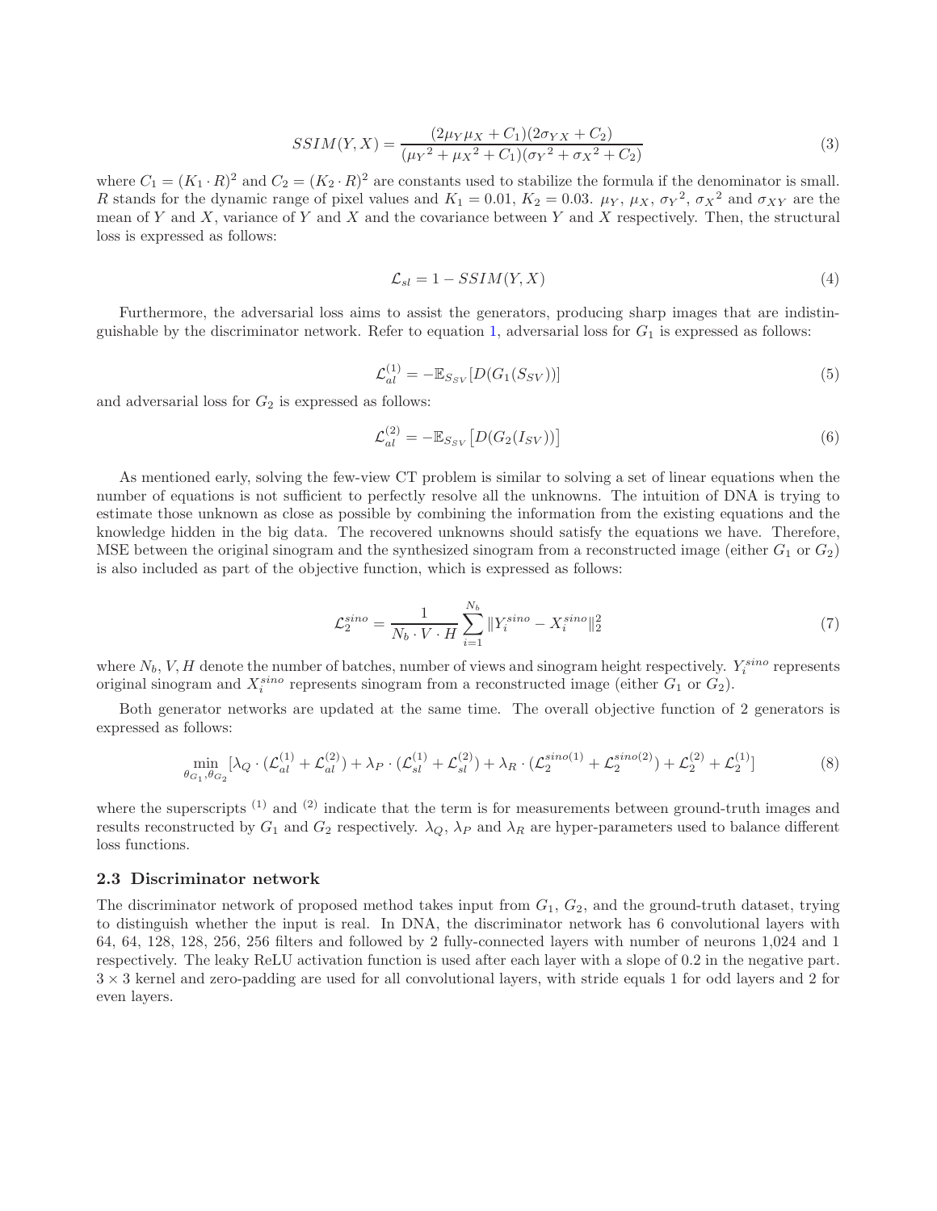$$SSIM(Y, X) = \frac{(2\mu_Y\mu_X + C_1)(2\sigma_{YX} + C_2)}{(\mu_Y{}^2 + \mu_X{}^2 + C_1)(\sigma_Y{}^2 + \sigma_X{}^2 + C_2)} \tag{3}$$

where $C_1 = (K_1 \cdot R)^2$ and $C_2 = (K_2 \cdot R)^2$ are constants used to stabilize the formula if the denominator is small. $R$ stands for the dynamic range of pixel values and $K_1 = 0.01$, $K_2 = 0.03$. $\mu_Y$, $\mu_X$, $\sigma_Y{}^2$, $\sigma_X{}^2$ and $\sigma_{XY}$ are the mean of $Y$ and $X$, variance of $Y$ and $X$ and the covariance between $Y$ and $X$ respectively. Then, the structural loss is expressed as follows:

$$\mathcal{L}_{sl} = 1 - SSIM(Y, X) \tag{4}$$

Furthermore, the adversarial loss aims to assist the generators, producing sharp images that are indistinguishable by the discriminator network. Refer to equation 1, adversarial loss for $G_1$ is expressed as follows:

$$\mathcal{L}_{al}^{(1)} = -\mathbb{E}_{S_{SV}}[D(G_1(S_{SV}))] \tag{5}$$

and adversarial loss for $G_2$ is expressed as follows:

$$\mathcal{L}_{al}^{(2)} = -\mathbb{E}_{S_{SV}}\left[D(G_2(I_{SV}))\right] \tag{6}$$

As mentioned early, solving the few-view CT problem is similar to solving a set of linear equations when the number of equations is not sufficient to perfectly resolve all the unknowns. The intuition of DNA is trying to estimate those unknown as close as possible by combining the information from the existing equations and the knowledge hidden in the big data. The recovered unknowns should satisfy the equations we have. Therefore, MSE between the original sinogram and the synthesized sinogram from a reconstructed image (either $G_1$ or $G_2$) is also included as part of the objective function, which is expressed as follows:

$$\mathcal{L}_2^{sino} = \frac{1}{N_b \cdot V \cdot H} \sum_{i=1}^{N_b} \|Y_i^{sino} - X_i^{sino}\|_2^2 \tag{7}$$

where $N_b, V, H$ denote the number of batches, number of views and sinogram height respectively. $Y_i^{sino}$ represents original sinogram and $X_i^{sino}$ represents sinogram from a reconstructed image (either $G_1$ or $G_2$).

Both generator networks are updated at the same time. The overall objective function of 2 generators is expressed as follows:

$$\min_{\theta_{G_1}, \theta_{G_2}} [\lambda_Q \cdot (\mathcal{L}_{al}^{(1)} + \mathcal{L}_{al}^{(2)}) + \lambda_P \cdot (\mathcal{L}_{sl}^{(1)} + \mathcal{L}_{sl}^{(2)}) + \lambda_R \cdot (\mathcal{L}_2^{sino(1)} + \mathcal{L}_2^{sino(2)}) + \mathcal{L}_2^{(2)} + \mathcal{L}_2^{(1)}] \tag{8}$$

where the superscripts $^{(1)}$ and $^{(2)}$ indicate that the term is for measurements between ground-truth images and results reconstructed by $G_1$ and $G_2$ respectively. $\lambda_Q$, $\lambda_P$ and $\lambda_R$ are hyper-parameters used to balance different loss functions.

### 2.3 Discriminator network

The discriminator network of proposed method takes input from $G_1$, $G_2$, and the ground-truth dataset, trying to distinguish whether the input is real. In DNA, the discriminator network has 6 convolutional layers with 64, 64, 128, 128, 256, 256 filters and followed by 2 fully-connected layers with number of neurons 1,024 and 1 respectively. The leaky ReLU activation function is used after each layer with a slope of 0.2 in the negative part. $3 \times 3$ kernel and zero-padding are used for all convolutional layers, with stride equals 1 for odd layers and 2 for even layers.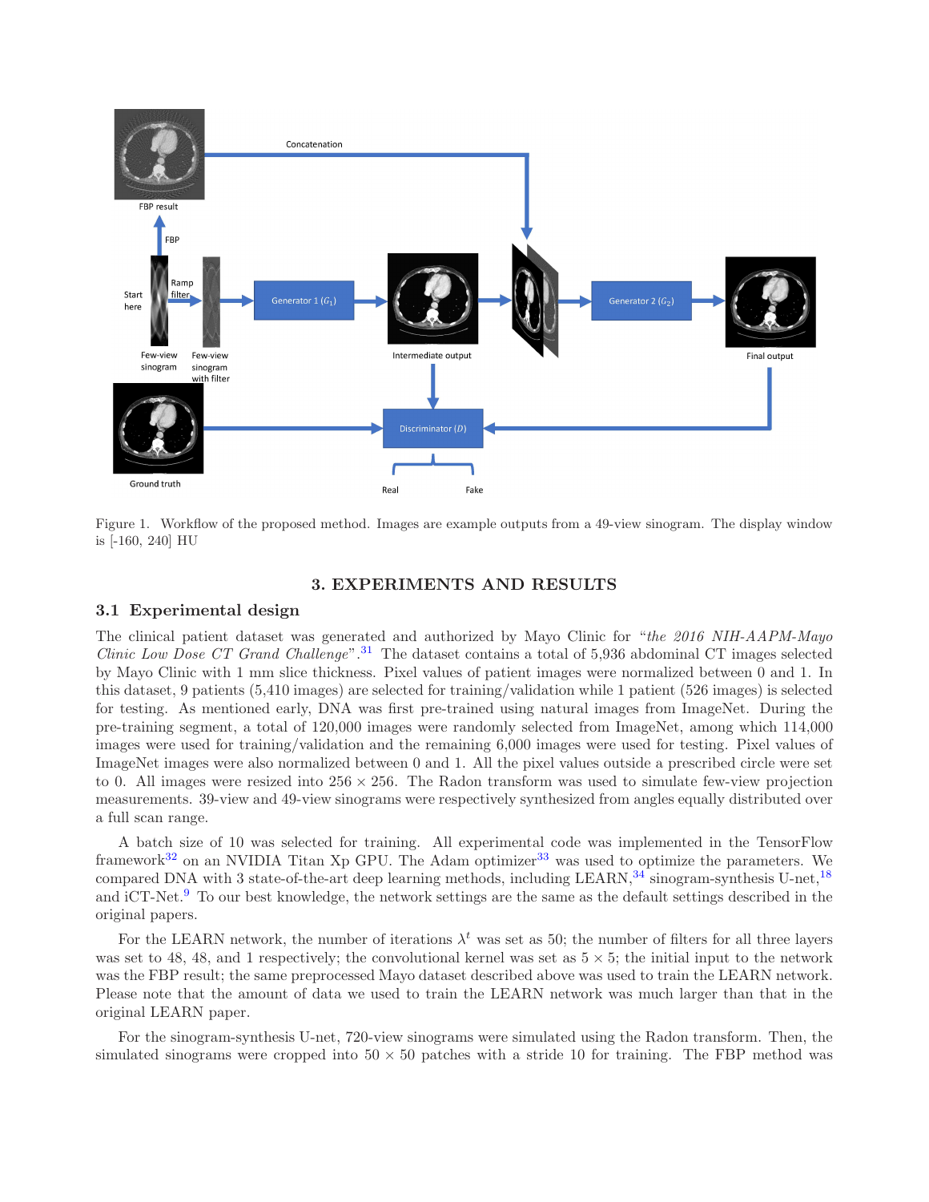Concatenation

FBP result

FBP

Start here

Ramp filter

Few-view sinogram

Few-view sinogram with filter

Generator 1 ($G_1$)

Intermediate output

Generator 2 ($G_2$)

Final output

Ground truth

Discriminator ($D$)

Real

Fake

Figure 1. Workflow of the proposed method. Images are example outputs from a 49-view sinogram. The display window is [-160, 240] HU

## 3. EXPERIMENTS AND RESULTS

### 3.1 Experimental design

The clinical patient dataset was generated and authorized by Mayo Clinic for "*the 2016 NIH-AAPM-Mayo Clinic Low Dose CT Grand Challenge*".[31] The dataset contains a total of 5,936 abdominal CT images selected by Mayo Clinic with 1 mm slice thickness. Pixel values of patient images were normalized between 0 and 1. In this dataset, 9 patients (5,410 images) are selected for training/validation while 1 patient (526 images) is selected for testing. As mentioned early, DNA was first pre-trained using natural images from ImageNet. During the pre-training segment, a total of 120,000 images were randomly selected from ImageNet, among which 114,000 images were used for training/validation and the remaining 6,000 images were used for testing. Pixel values of ImageNet images were also normalized between 0 and 1. All the pixel values outside a prescribed circle were set to 0. All images were resized into 256 × 256. The Radon transform was used to simulate few-view projection measurements. 39-view and 49-view sinograms were respectively synthesized from angles equally distributed over a full scan range.

A batch size of 10 was selected for training. All experimental code was implemented in the TensorFlow framework[32] on an NVIDIA Titan Xp GPU. The Adam optimizer[33] was used to optimize the parameters. We compared DNA with 3 state-of-the-art deep learning methods, including LEARN,[34] sinogram-synthesis U-net,[18] and iCT-Net.[9] To our best knowledge, the network settings are the same as the default settings described in the original papers.

For the LEARN network, the number of iterations $\lambda^t$ was set as 50; the number of filters for all three layers was set to 48, 48, and 1 respectively; the convolutional kernel was set as 5 × 5; the initial input to the network was the FBP result; the same preprocessed Mayo dataset described above was used to train the LEARN network. Please note that the amount of data we used to train the LEARN network was much larger than that in the original LEARN paper.

For the sinogram-synthesis U-net, 720-view sinograms were simulated using the Radon transform. Then, the simulated sinograms were cropped into 50 × 50 patches with a stride 10 for training. The FBP method was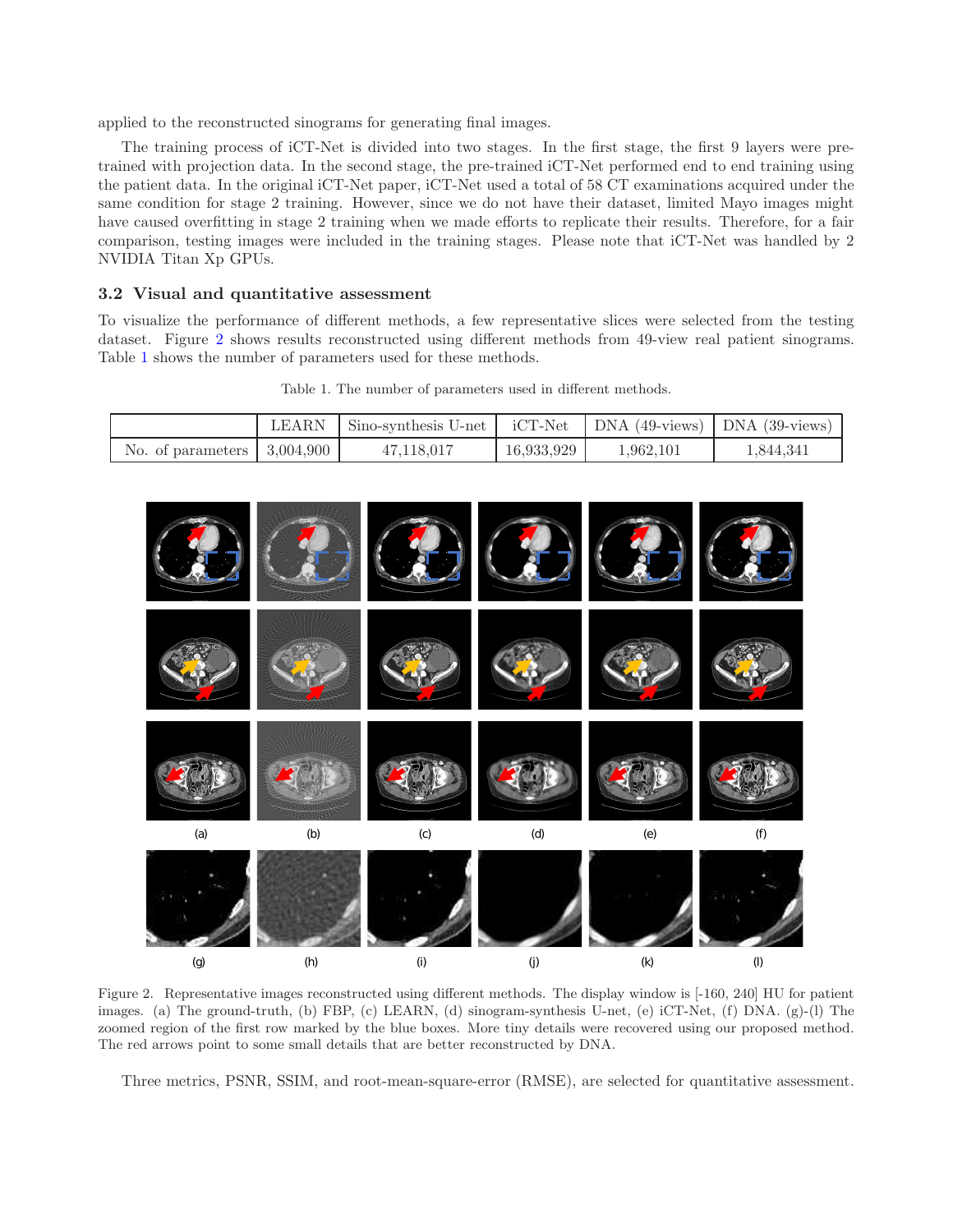applied to the reconstructed sinograms for generating final images.

The training process of iCT-Net is divided into two stages. In the first stage, the first 9 layers were pre-trained with projection data. In the second stage, the pre-trained iCT-Net performed end to end training using the patient data. In the original iCT-Net paper, iCT-Net used a total of 58 CT examinations acquired under the same condition for stage 2 training. However, since we do not have their dataset, limited Mayo images might have caused overfitting in stage 2 training when we made efforts to replicate their results. Therefore, for a fair comparison, testing images were included in the training stages. Please note that iCT-Net was handled by 2 NVIDIA Titan Xp GPUs.

### 3.2 Visual and quantitative assessment

To visualize the performance of different methods, a few representative slices were selected from the testing dataset. Figure 2 shows results reconstructed using different methods from 49-view real patient sinograms. Table 1 shows the number of parameters used for these methods.

Table 1. The number of parameters used in different methods.

| | LEARN | Sino-synthesis U-net | iCT-Net | DNA (49-views) | DNA (39-views) |
|---|---|---|---|---|---|
| No. of parameters | 3,004,900 | 47,118,017 | 16,933,929 | 1,962,101 | 1,844,341 |

(a) (b) (c) (d) (e) (f)

(g) (h) (i) (j) (k) (l)

Figure 2. Representative images reconstructed using different methods. The display window is [-160, 240] HU for patient images. (a) The ground-truth, (b) FBP, (c) LEARN, (d) sinogram-synthesis U-net, (e) iCT-Net, (f) DNA. (g)-(l) The zoomed region of the first row marked by the blue boxes. More tiny details were recovered using our proposed method. The red arrows point to some small details that are better reconstructed by DNA.

Three metrics, PSNR, SSIM, and root-mean-square-error (RMSE), are selected for quantitative assessment.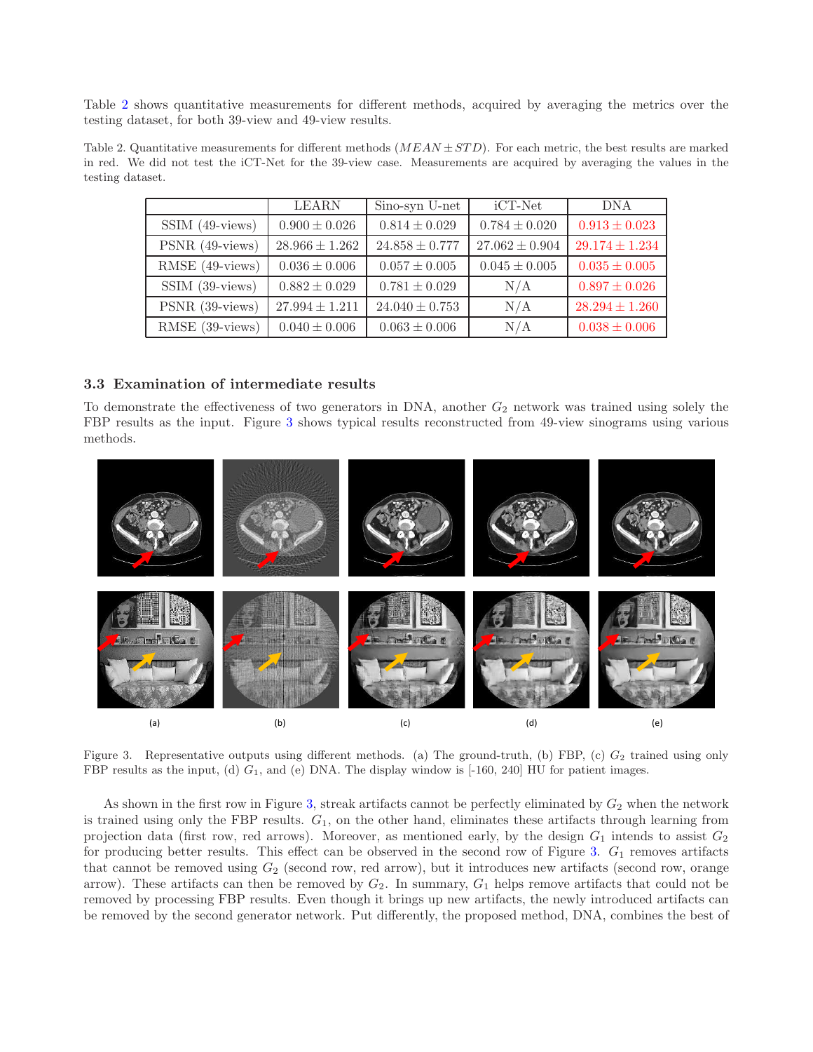Table 2 shows quantitative measurements for different methods, acquired by averaging the metrics over the testing dataset, for both 39-view and 49-view results.

Table 2. Quantitative measurements for different methods ($MEAN \pm STD$). For each metric, the best results are marked in red. We did not test the iCT-Net for the 39-view case. Measurements are acquired by averaging the values in the testing dataset.

| | LEARN | Sino-syn U-net | iCT-Net | DNA |
|---|---|---|---|---|
| SSIM (49-views) | $0.900 \pm 0.026$ | $0.814 \pm 0.029$ | $0.784 \pm 0.020$ | $0.913 \pm 0.023$ |
| PSNR (49-views) | $28.966 \pm 1.262$ | $24.858 \pm 0.777$ | $27.062 \pm 0.904$ | $29.174 \pm 1.234$ |
| RMSE (49-views) | $0.036 \pm 0.006$ | $0.057 \pm 0.005$ | $0.045 \pm 0.005$ | $0.035 \pm 0.005$ |
| SSIM (39-views) | $0.882 \pm 0.029$ | $0.781 \pm 0.029$ | N/A | $0.897 \pm 0.026$ |
| PSNR (39-views) | $27.994 \pm 1.211$ | $24.040 \pm 0.753$ | N/A | $28.294 \pm 1.260$ |
| RMSE (39-views) | $0.040 \pm 0.006$ | $0.063 \pm 0.006$ | N/A | $0.038 \pm 0.006$ |

### 3.3 Examination of intermediate results

To demonstrate the effectiveness of two generators in DNA, another $G_2$ network was trained using solely the FBP results as the input. Figure 3 shows typical results reconstructed from 49-view sinograms using various methods.

(a) (b) (c) (d) (e)

Figure 3. Representative outputs using different methods. (a) The ground-truth, (b) FBP, (c) $G_2$ trained using only FBP results as the input, (d) $G_1$, and (e) DNA. The display window is [-160, 240] HU for patient images.

As shown in the first row in Figure 3, streak artifacts cannot be perfectly eliminated by $G_2$ when the network is trained using only the FBP results. $G_1$, on the other hand, eliminates these artifacts through learning from projection data (first row, red arrows). Moreover, as mentioned early, by the design $G_1$ intends to assist $G_2$ for producing better results. This effect can be observed in the second row of Figure 3. $G_1$ removes artifacts that cannot be removed using $G_2$ (second row, red arrow), but it introduces new artifacts (second row, orange arrow). These artifacts can then be removed by $G_2$. In summary, $G_1$ helps remove artifacts that could not be removed by processing FBP results. Even though it brings up new artifacts, the newly introduced artifacts can be removed by the second generator network. Put differently, the proposed method, DNA, combines the best of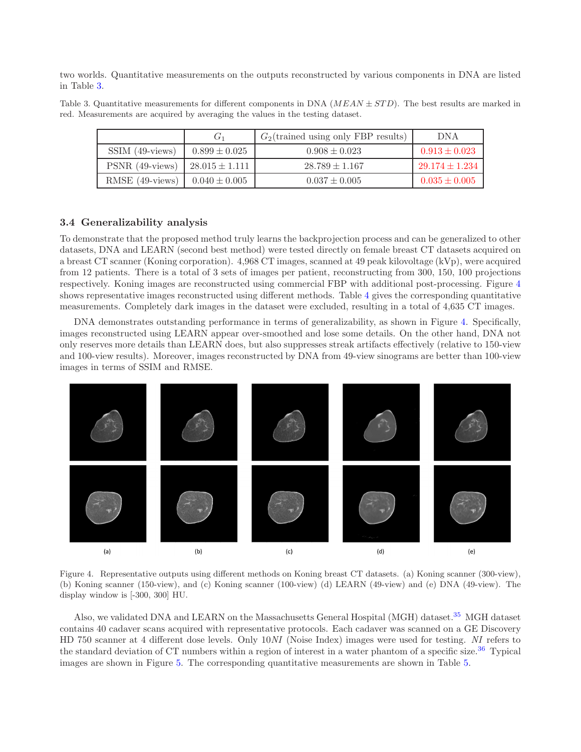two worlds. Quantitative measurements on the outputs reconstructed by various components in DNA are listed in Table 3.

Table 3. Quantitative measurements for different components in DNA ($MEAN \pm STD$). The best results are marked in red. Measurements are acquired by averaging the values in the testing dataset.

| | $G_1$ | $G_2$(trained using only FBP results) | DNA |
|---|---|---|---|
| SSIM (49-views) | $0.899 \pm 0.025$ | $0.908 \pm 0.023$ | $0.913 \pm 0.023$ |
| PSNR (49-views) | $28.015 \pm 1.111$ | $28.789 \pm 1.167$ | $29.174 \pm 1.234$ |
| RMSE (49-views) | $0.040 \pm 0.005$ | $0.037 \pm 0.005$ | $0.035 \pm 0.005$ |

### 3.4 Generalizability analysis

To demonstrate that the proposed method truly learns the backprojection process and can be generalized to other datasets, DNA and LEARN (second best method) were tested directly on female breast CT datasets acquired on a breast CT scanner (Koning corporation). 4,968 CT images, scanned at 49 peak kilovoltage (kVp), were acquired from 12 patients. There is a total of 3 sets of images per patient, reconstructing from 300, 150, 100 projections respectively. Koning images are reconstructed using commercial FBP with additional post-processing. Figure 4 shows representative images reconstructed using different methods. Table 4 gives the corresponding quantitative measurements. Completely dark images in the dataset were excluded, resulting in a total of 4,635 CT images.

DNA demonstrates outstanding performance in terms of generalizability, as shown in Figure 4. Specifically, images reconstructed using LEARN appear over-smoothed and lose some details. On the other hand, DNA not only reserves more details than LEARN does, but also suppresses streak artifacts effectively (relative to 150-view and 100-view results). Moreover, images reconstructed by DNA from 49-view sinograms are better than 100-view images in terms of SSIM and RMSE.

(a)

(b)

(c)

(d)

(e)

Figure 4. Representative outputs using different methods on Koning breast CT datasets. (a) Koning scanner (300-view), (b) Koning scanner (150-view), and (c) Koning scanner (100-view) (d) LEARN (49-view) and (e) DNA (49-view). The display window is [-300, 300] HU.

Also, we validated DNA and LEARN on the Massachusetts General Hospital (MGH) dataset.[35] MGH dataset contains 40 cadaver scans acquired with representative protocols. Each cadaver was scanned on a GE Discovery HD 750 scanner at 4 different dose levels. Only 10*NI* (Noise Index) images were used for testing. *NI* refers to the standard deviation of CT numbers within a region of interest in a water phantom of a specific size.[36] Typical images are shown in Figure 5. The corresponding quantitative measurements are shown in Table 5.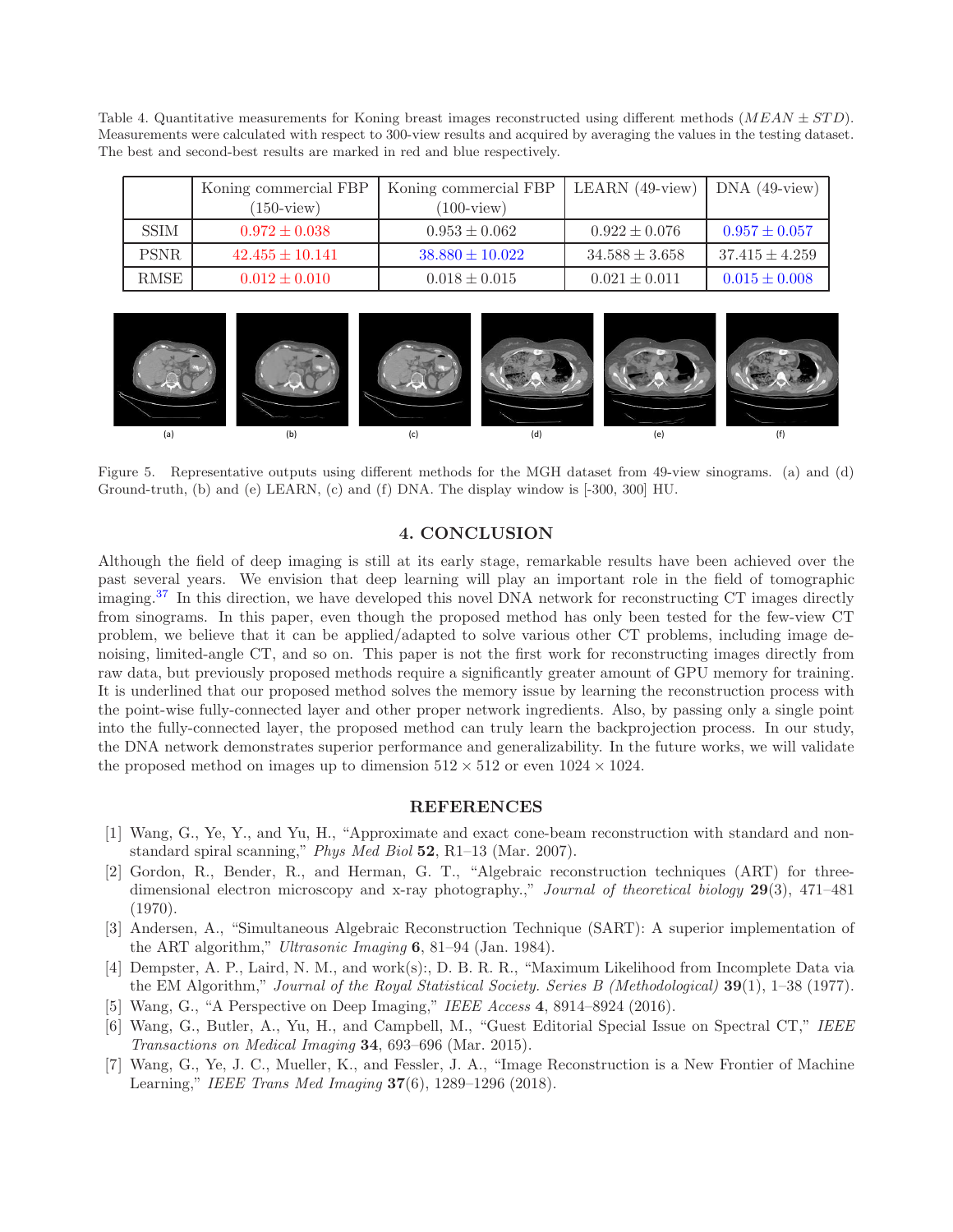Table 4. Quantitative measurements for Koning breast images reconstructed using different methods ($MEAN \pm STD$). Measurements were calculated with respect to 300-view results and acquired by averaging the values in the testing dataset. The best and second-best results are marked in red and blue respectively.

| | Koning commercial FBP (150-view) | Koning commercial FBP (100-view) | LEARN (49-view) | DNA (49-view) |
|---|---|---|---|---|
| SSIM | $0.972 \pm 0.038$ | $0.953 \pm 0.062$ | $0.922 \pm 0.076$ | $0.957 \pm 0.057$ |
| PSNR | $42.455 \pm 10.141$ | $38.880 \pm 10.022$ | $34.588 \pm 3.658$ | $37.415 \pm 4.259$ |
| RMSE | $0.012 \pm 0.010$ | $0.018 \pm 0.015$ | $0.021 \pm 0.011$ | $0.015 \pm 0.008$ |

(a) (b) (c) (d) (e) (f)

Figure 5. Representative outputs using different methods for the MGH dataset from 49-view sinograms. (a) and (d) Ground-truth, (b) and (e) LEARN, (c) and (f) DNA. The display window is [-300, 300] HU.

## 4. CONCLUSION

Although the field of deep imaging is still at its early stage, remarkable results have been achieved over the past several years. We envision that deep learning will play an important role in the field of tomographic imaging.[37] In this direction, we have developed this novel DNA network for reconstructing CT images directly from sinograms. In this paper, even though the proposed method has only been tested for the few-view CT problem, we believe that it can be applied/adapted to solve various other CT problems, including image denoising, limited-angle CT, and so on. This paper is not the first work for reconstructing images directly from raw data, but previously proposed methods require a significantly greater amount of GPU memory for training. It is underlined that our proposed method solves the memory issue by learning the reconstruction process with the point-wise fully-connected layer and other proper network ingredients. Also, by passing only a single point into the fully-connected layer, the proposed method can truly learn the backprojection process. In our study, the DNA network demonstrates superior performance and generalizability. In the future works, we will validate the proposed method on images up to dimension $512 \times 512$ or even $1024 \times 1024$.

## REFERENCES

[1] Wang, G., Ye, Y., and Yu, H., "Approximate and exact cone-beam reconstruction with standard and non-standard spiral scanning," *Phys Med Biol* **52**, R1–13 (Mar. 2007).

[2] Gordon, R., Bender, R., and Herman, G. T., "Algebraic reconstruction techniques (ART) for three-dimensional electron microscopy and x-ray photography.," *Journal of theoretical biology* **29**(3), 471–481 (1970).

[3] Andersen, A., "Simultaneous Algebraic Reconstruction Technique (SART): A superior implementation of the ART algorithm," *Ultrasonic Imaging* **6**, 81–94 (Jan. 1984).

[4] Dempster, A. P., Laird, N. M., and work(s):, D. B. R. R., "Maximum Likelihood from Incomplete Data via the EM Algorithm," *Journal of the Royal Statistical Society. Series B (Methodological)* **39**(1), 1–38 (1977).

[5] Wang, G., "A Perspective on Deep Imaging," *IEEE Access* **4**, 8914–8924 (2016).

[6] Wang, G., Butler, A., Yu, H., and Campbell, M., "Guest Editorial Special Issue on Spectral CT," *IEEE Transactions on Medical Imaging* **34**, 693–696 (Mar. 2015).

[7] Wang, G., Ye, J. C., Mueller, K., and Fessler, J. A., "Image Reconstruction is a New Frontier of Machine Learning," *IEEE Trans Med Imaging* **37**(6), 1289–1296 (2018).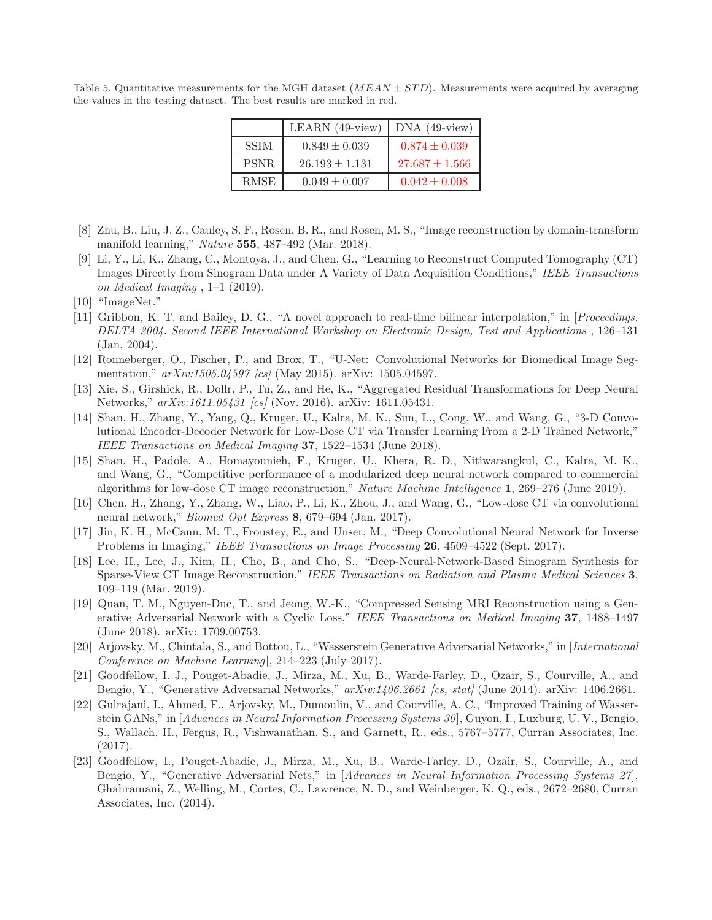Table 5. Quantitative measurements for the MGH dataset ($MEAN \pm STD$). Measurements were acquired by averaging the values in the testing dataset. The best results are marked in red.

| | LEARN (49-view) | DNA (49-view) |
|---|---|---|
| SSIM | $0.849 \pm 0.039$ | $0.874 \pm 0.039$ |
| PSNR | $26.193 \pm 1.131$ | $27.687 \pm 1.566$ |
| RMSE | $0.049 \pm 0.007$ | $0.042 \pm 0.008$ |

[8] Zhu, B., Liu, J. Z., Cauley, S. F., Rosen, B. R., and Rosen, M. S., "Image reconstruction by domain-transform manifold learning," *Nature* **555**, 487–492 (Mar. 2018).

[9] Li, Y., Li, K., Zhang, C., Montoya, J., and Chen, G., "Learning to Reconstruct Computed Tomography (CT) Images Directly from Sinogram Data under A Variety of Data Acquisition Conditions," *IEEE Transactions on Medical Imaging* , 1–1 (2019).

[10] "ImageNet."

[11] Gribbon, K. T. and Bailey, D. G., "A novel approach to real-time bilinear interpolation," in [*Proceedings. DELTA 2004. Second IEEE International Workshop on Electronic Design, Test and Applications*], 126–131 (Jan. 2004).

[12] Ronneberger, O., Fischer, P., and Brox, T., "U-Net: Convolutional Networks for Biomedical Image Segmentation," *arXiv:1505.04597 [cs]* (May 2015). arXiv: 1505.04597.

[13] Xie, S., Girshick, R., Dollr, P., Tu, Z., and He, K., "Aggregated Residual Transformations for Deep Neural Networks," *arXiv:1611.05431 [cs]* (Nov. 2016). arXiv: 1611.05431.

[14] Shan, H., Zhang, Y., Yang, Q., Kruger, U., Kalra, M. K., Sun, L., Cong, W., and Wang, G., "3-D Convolutional Encoder-Decoder Network for Low-Dose CT via Transfer Learning From a 2-D Trained Network," *IEEE Transactions on Medical Imaging* **37**, 1522–1534 (June 2018).

[15] Shan, H., Padole, A., Homayounieh, F., Kruger, U., Khera, R. D., Nitiwarangkul, C., Kalra, M. K., and Wang, G., "Competitive performance of a modularized deep neural network compared to commercial algorithms for low-dose CT image reconstruction," *Nature Machine Intelligence* **1**, 269–276 (June 2019).

[16] Chen, H., Zhang, Y., Zhang, W., Liao, P., Li, K., Zhou, J., and Wang, G., "Low-dose CT via convolutional neural network," *Biomed Opt Express* **8**, 679–694 (Jan. 2017).

[17] Jin, K. H., McCann, M. T., Froustey, E., and Unser, M., "Deep Convolutional Neural Network for Inverse Problems in Imaging," *IEEE Transactions on Image Processing* **26**, 4509–4522 (Sept. 2017).

[18] Lee, H., Lee, J., Kim, H., Cho, B., and Cho, S., "Deep-Neural-Network-Based Sinogram Synthesis for Sparse-View CT Image Reconstruction," *IEEE Transactions on Radiation and Plasma Medical Sciences* **3**, 109–119 (Mar. 2019).

[19] Quan, T. M., Nguyen-Duc, T., and Jeong, W.-K., "Compressed Sensing MRI Reconstruction using a Generative Adversarial Network with a Cyclic Loss," *IEEE Transactions on Medical Imaging* **37**, 1488–1497 (June 2018). arXiv: 1709.00753.

[20] Arjovsky, M., Chintala, S., and Bottou, L., "Wasserstein Generative Adversarial Networks," in [*International Conference on Machine Learning*], 214–223 (July 2017).

[21] Goodfellow, I. J., Pouget-Abadie, J., Mirza, M., Xu, B., Warde-Farley, D., Ozair, S., Courville, A., and Bengio, Y., "Generative Adversarial Networks," *arXiv:1406.2661 [cs, stat]* (June 2014). arXiv: 1406.2661.

[22] Gulrajani, I., Ahmed, F., Arjovsky, M., Dumoulin, V., and Courville, A. C., "Improved Training of Wasserstein GANs," in [*Advances in Neural Information Processing Systems 30*], Guyon, I., Luxburg, U. V., Bengio, S., Wallach, H., Fergus, R., Vishwanathan, S., and Garnett, R., eds., 5767–5777, Curran Associates, Inc. (2017).

[23] Goodfellow, I., Pouget-Abadie, J., Mirza, M., Xu, B., Warde-Farley, D., Ozair, S., Courville, A., and Bengio, Y., "Generative Adversarial Nets," in [*Advances in Neural Information Processing Systems 27*], Ghahramani, Z., Welling, M., Cortes, C., Lawrence, N. D., and Weinberger, K. Q., eds., 2672–2680, Curran Associates, Inc. (2014).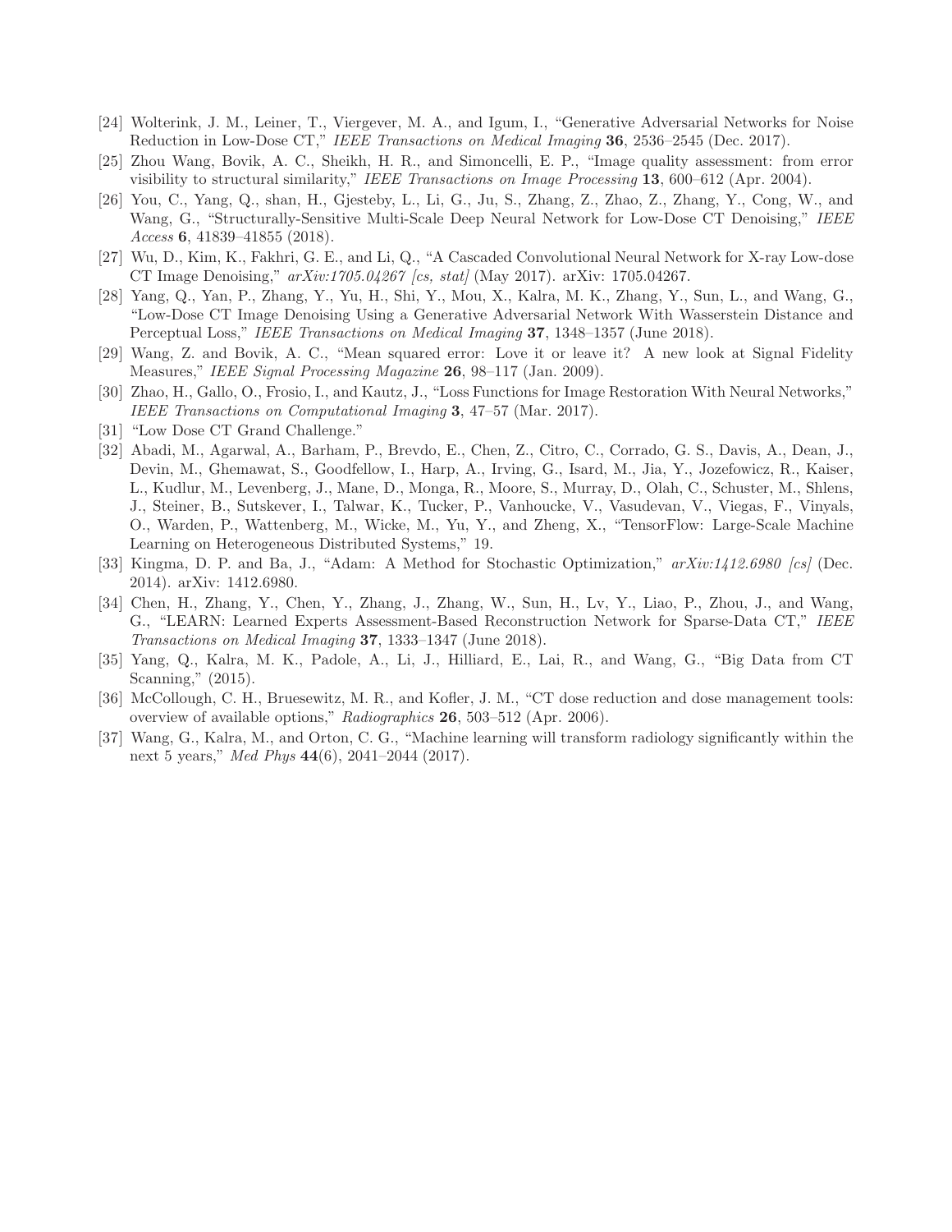[24] Wolterink, J. M., Leiner, T., Viergever, M. A., and Igum, I., "Generative Adversarial Networks for Noise Reduction in Low-Dose CT," *IEEE Transactions on Medical Imaging* **36**, 2536–2545 (Dec. 2017).

[25] Zhou Wang, Bovik, A. C., Sheikh, H. R., and Simoncelli, E. P., "Image quality assessment: from error visibility to structural similarity," *IEEE Transactions on Image Processing* **13**, 600–612 (Apr. 2004).

[26] You, C., Yang, Q., shan, H., Gjesteby, L., Li, G., Ju, S., Zhang, Z., Zhao, Z., Zhang, Y., Cong, W., and Wang, G., "Structurally-Sensitive Multi-Scale Deep Neural Network for Low-Dose CT Denoising," *IEEE Access* **6**, 41839–41855 (2018).

[27] Wu, D., Kim, K., Fakhri, G. E., and Li, Q., "A Cascaded Convolutional Neural Network for X-ray Low-dose CT Image Denoising," *arXiv:1705.04267 [cs, stat]* (May 2017). arXiv: 1705.04267.

[28] Yang, Q., Yan, P., Zhang, Y., Yu, H., Shi, Y., Mou, X., Kalra, M. K., Zhang, Y., Sun, L., and Wang, G., "Low-Dose CT Image Denoising Using a Generative Adversarial Network With Wasserstein Distance and Perceptual Loss," *IEEE Transactions on Medical Imaging* **37**, 1348–1357 (June 2018).

[29] Wang, Z. and Bovik, A. C., "Mean squared error: Love it or leave it? A new look at Signal Fidelity Measures," *IEEE Signal Processing Magazine* **26**, 98–117 (Jan. 2009).

[30] Zhao, H., Gallo, O., Frosio, I., and Kautz, J., "Loss Functions for Image Restoration With Neural Networks," *IEEE Transactions on Computational Imaging* **3**, 47–57 (Mar. 2017).

[31] "Low Dose CT Grand Challenge."

[32] Abadi, M., Agarwal, A., Barham, P., Brevdo, E., Chen, Z., Citro, C., Corrado, G. S., Davis, A., Dean, J., Devin, M., Ghemawat, S., Goodfellow, I., Harp, A., Irving, G., Isard, M., Jia, Y., Jozefowicz, R., Kaiser, L., Kudlur, M., Levenberg, J., Mane, D., Monga, R., Moore, S., Murray, D., Olah, C., Schuster, M., Shlens, J., Steiner, B., Sutskever, I., Talwar, K., Tucker, P., Vanhoucke, V., Vasudevan, V., Viegas, F., Vinyals, O., Warden, P., Wattenberg, M., Wicke, M., Yu, Y., and Zheng, X., "TensorFlow: Large-Scale Machine Learning on Heterogeneous Distributed Systems," 19.

[33] Kingma, D. P. and Ba, J., "Adam: A Method for Stochastic Optimization," *arXiv:1412.6980 [cs]* (Dec. 2014). arXiv: 1412.6980.

[34] Chen, H., Zhang, Y., Chen, Y., Zhang, J., Zhang, W., Sun, H., Lv, Y., Liao, P., Zhou, J., and Wang, G., "LEARN: Learned Experts Assessment-Based Reconstruction Network for Sparse-Data CT," *IEEE Transactions on Medical Imaging* **37**, 1333–1347 (June 2018).

[35] Yang, Q., Kalra, M. K., Padole, A., Li, J., Hilliard, E., Lai, R., and Wang, G., "Big Data from CT Scanning," (2015).

[36] McCollough, C. H., Bruesewitz, M. R., and Kofler, J. M., "CT dose reduction and dose management tools: overview of available options," *Radiographics* **26**, 503–512 (Apr. 2006).

[37] Wang, G., Kalra, M., and Orton, C. G., "Machine learning will transform radiology significantly within the next 5 years," *Med Phys* **44**(6), 2041–2044 (2017).